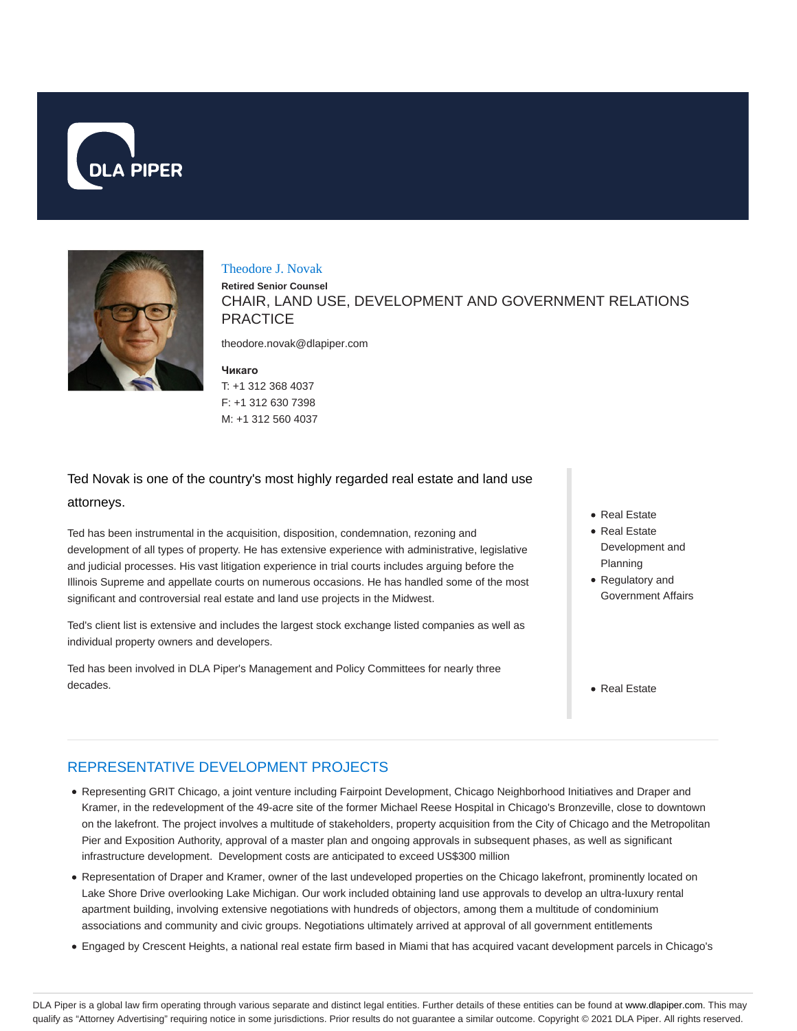DLA PIPER

# Theodore J. Novak

**Retired Senior Counsel**

CHAIR, LAND USE, DEVELOPMENT AND GOVERNMENT RELATIONS PRACTICE

theodore.novak@dlapiper.com

**Чикаго**
T: +1 312 368 4037
F: +1 312 630 7398
M: +1 312 560 4037

Ted Novak is one of the country's most highly regarded real estate and land use attorneys.

Ted has been instrumental in the acquisition, disposition, condemnation, rezoning and development of all types of property. He has extensive experience with administrative, legislative and judicial processes. His vast litigation experience in trial courts includes arguing before the Illinois Supreme and appellate courts on numerous occasions. He has handled some of the most significant and controversial real estate and land use projects in the Midwest.

Ted's client list is extensive and includes the largest stock exchange listed companies as well as individual property owners and developers.

Ted has been involved in DLA Piper's Management and Policy Committees for nearly three decades.

- Real Estate
- Real Estate Development and Planning
- Regulatory and Government Affairs

- Real Estate

## REPRESENTATIVE DEVELOPMENT PROJECTS

- Representing GRIT Chicago, a joint venture including Fairpoint Development, Chicago Neighborhood Initiatives and Draper and Kramer, in the redevelopment of the 49-acre site of the former Michael Reese Hospital in Chicago's Bronzeville, close to downtown on the lakefront. The project involves a multitude of stakeholders, property acquisition from the City of Chicago and the Metropolitan Pier and Exposition Authority, approval of a master plan and ongoing approvals in subsequent phases, as well as significant infrastructure development. Development costs are anticipated to exceed US$300 million
- Representation of Draper and Kramer, owner of the last undeveloped properties on the Chicago lakefront, prominently located on Lake Shore Drive overlooking Lake Michigan. Our work included obtaining land use approvals to develop an ultra-luxury rental apartment building, involving extensive negotiations with hundreds of objectors, among them a multitude of condominium associations and community and civic groups. Negotiations ultimately arrived at approval of all government entitlements
- Engaged by Crescent Heights, a national real estate firm based in Miami that has acquired vacant development parcels in Chicago's

DLA Piper is a global law firm operating through various separate and distinct legal entities. Further details of these entities can be found at www.dlapiper.com. This may qualify as "Attorney Advertising" requiring notice in some jurisdictions. Prior results do not guarantee a similar outcome. Copyright © 2021 DLA Piper. All rights reserved.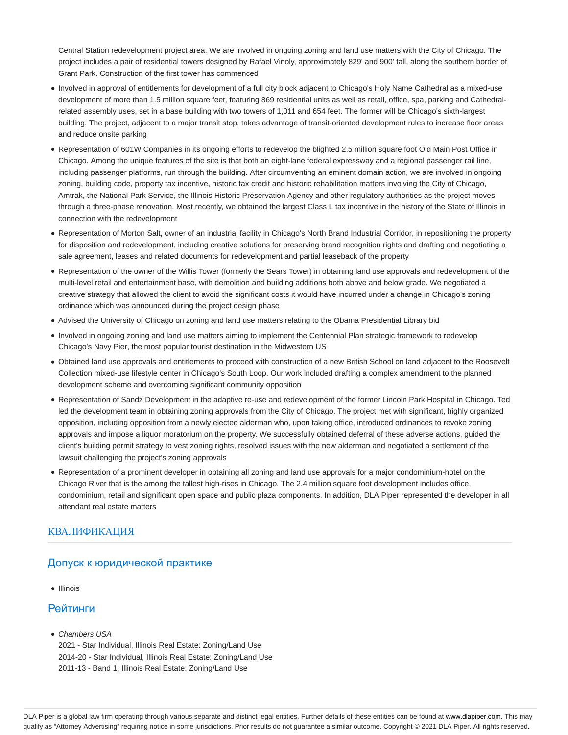Central Station redevelopment project area. We are involved in ongoing zoning and land use matters with the City of Chicago. The project includes a pair of residential towers designed by Rafael Vinoly, approximately 829' and 900' tall, along the southern border of Grant Park. Construction of the first tower has commenced

- Involved in approval of entitlements for development of a full city block adjacent to Chicago's Holy Name Cathedral as a mixed-use development of more than 1.5 million square feet, featuring 869 residential units as well as retail, office, spa, parking and Cathedral-related assembly uses, set in a base building with two towers of 1,011 and 654 feet. The former will be Chicago's sixth-largest building. The project, adjacent to a major transit stop, takes advantage of transit-oriented development rules to increase floor areas and reduce onsite parking
- Representation of 601W Companies in its ongoing efforts to redevelop the blighted 2.5 million square foot Old Main Post Office in Chicago. Among the unique features of the site is that both an eight-lane federal expressway and a regional passenger rail line, including passenger platforms, run through the building. After circumventing an eminent domain action, we are involved in ongoing zoning, building code, property tax incentive, historic tax credit and historic rehabilitation matters involving the City of Chicago, Amtrak, the National Park Service, the Illinois Historic Preservation Agency and other regulatory authorities as the project moves through a three-phase renovation. Most recently, we obtained the largest Class L tax incentive in the history of the State of Illinois in connection with the redevelopment
- Representation of Morton Salt, owner of an industrial facility in Chicago's North Brand Industrial Corridor, in repositioning the property for disposition and redevelopment, including creative solutions for preserving brand recognition rights and drafting and negotiating a sale agreement, leases and related documents for redevelopment and partial leaseback of the property
- Representation of the owner of the Willis Tower (formerly the Sears Tower) in obtaining land use approvals and redevelopment of the multi-level retail and entertainment base, with demolition and building additions both above and below grade. We negotiated a creative strategy that allowed the client to avoid the significant costs it would have incurred under a change in Chicago's zoning ordinance which was announced during the project design phase
- Advised the University of Chicago on zoning and land use matters relating to the Obama Presidential Library bid
- Involved in ongoing zoning and land use matters aiming to implement the Centennial Plan strategic framework to redevelop Chicago's Navy Pier, the most popular tourist destination in the Midwestern US
- Obtained land use approvals and entitlements to proceed with construction of a new British School on land adjacent to the Roosevelt Collection mixed-use lifestyle center in Chicago's South Loop. Our work included drafting a complex amendment to the planned development scheme and overcoming significant community opposition
- Representation of Sandz Development in the adaptive re-use and redevelopment of the former Lincoln Park Hospital in Chicago. Ted led the development team in obtaining zoning approvals from the City of Chicago. The project met with significant, highly organized opposition, including opposition from a newly elected alderman who, upon taking office, introduced ordinances to revoke zoning approvals and impose a liquor moratorium on the property. We successfully obtained deferral of these adverse actions, guided the client's building permit strategy to vest zoning rights, resolved issues with the new alderman and negotiated a settlement of the lawsuit challenging the project's zoning approvals
- Representation of a prominent developer in obtaining all zoning and land use approvals for a major condominium-hotel on the Chicago River that is the among the tallest high-rises in Chicago. The 2.4 million square foot development includes office, condominium, retail and significant open space and public plaza components. In addition, DLA Piper represented the developer in all attendant real estate matters

## КВАЛИФИКАЦИЯ

### Допуск к юридической практике

- Illinois

### Рейтинги

- *Chambers USA*
  2021 - Star Individual, Illinois Real Estate: Zoning/Land Use
  2014-20 - Star Individual, Illinois Real Estate: Zoning/Land Use
  2011-13 - Band 1, Illinois Real Estate: Zoning/Land Use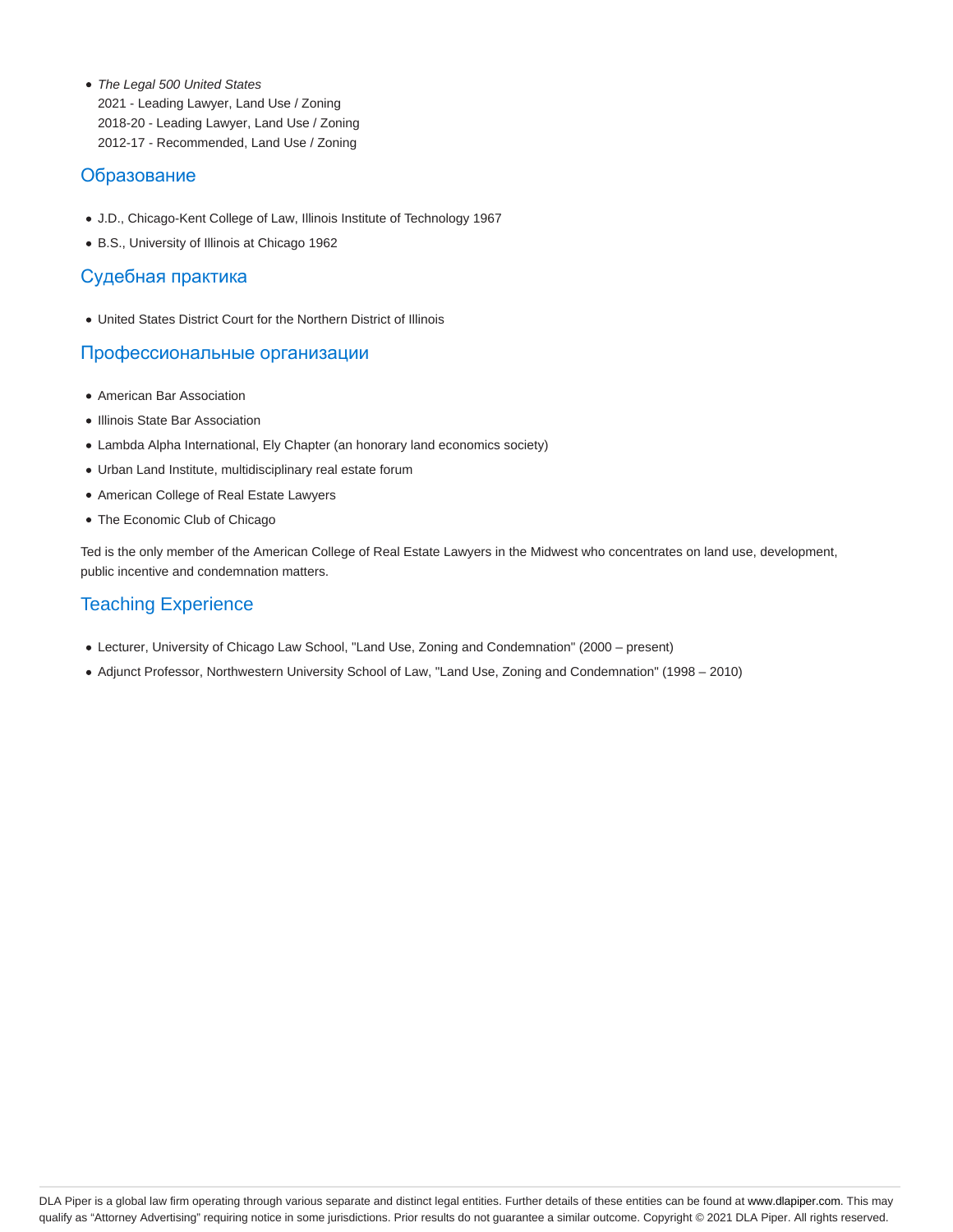- *The Legal 500 United States*
  2021 - Leading Lawyer, Land Use / Zoning
  2018-20 - Leading Lawyer, Land Use / Zoning
  2012-17 - Recommended, Land Use / Zoning

## Образование

- J.D., Chicago-Kent College of Law, Illinois Institute of Technology 1967
- B.S., University of Illinois at Chicago 1962

## Судебная практика

- United States District Court for the Northern District of Illinois

## Профессиональные организации

- American Bar Association
- Illinois State Bar Association
- Lambda Alpha International, Ely Chapter (an honorary land economics society)
- Urban Land Institute, multidisciplinary real estate forum
- American College of Real Estate Lawyers
- The Economic Club of Chicago

Ted is the only member of the American College of Real Estate Lawyers in the Midwest who concentrates on land use, development, public incentive and condemnation matters.

## Teaching Experience

- Lecturer, University of Chicago Law School, "Land Use, Zoning and Condemnation" (2000 – present)
- Adjunct Professor, Northwestern University School of Law, "Land Use, Zoning and Condemnation" (1998 – 2010)